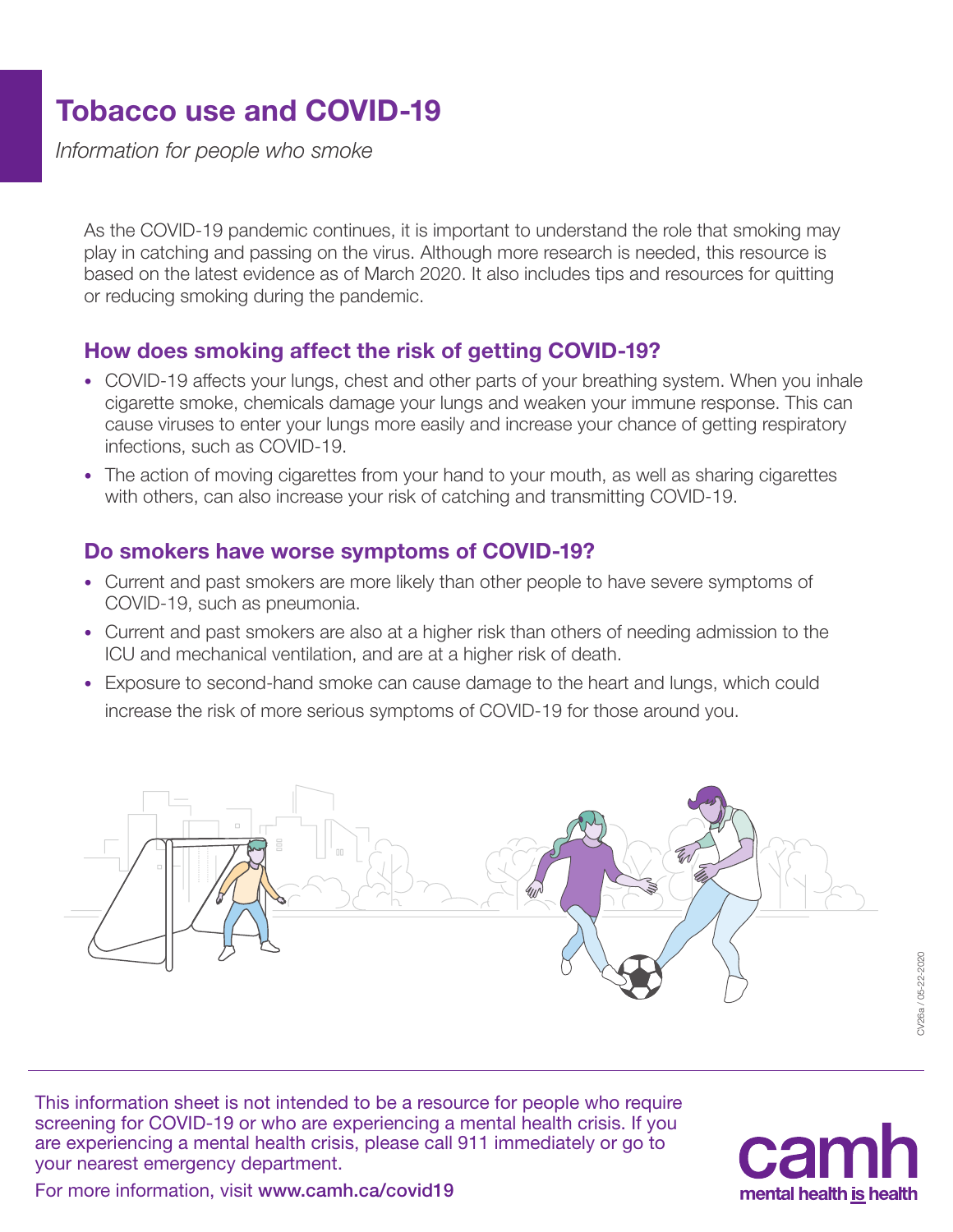# Tobacco use and COVID-19

*Information for people who smoke*

As the COVID-19 pandemic continues, it is important to understand the role that smoking may play in catching and passing on the virus. Although more research is needed, this resource is based on the latest evidence as of March 2020. It also includes tips and resources for quitting or reducing smoking during the pandemic.

## How does smoking affect the risk of getting COVID-19?

- COVID-19 affects your lungs, chest and other parts of your breathing system. When you inhale cigarette smoke, chemicals damage your lungs and weaken your immune response. This can cause viruses to enter your lungs more easily and increase your chance of getting respiratory infections, such as COVID-19.
- The action of moving cigarettes from your hand to your mouth, as well as sharing cigarettes with others, can also increase your risk of catching and transmitting COVID-19.

## Do smokers have worse symptoms of COVID-19?

- Current and past smokers are more likely than other people to have severe symptoms of COVID-19, such as pneumonia.
- Current and past smokers are also at a higher risk than others of needing admission to the ICU and mechanical ventilation, and are at a higher risk of death.
- Exposure to second-hand smoke can cause damage to the heart and lungs, which could increase the risk of more serious symptoms of COVID-19 for those around you.

This information sheet is not intended to be a resource for people who require screening for COVID-19 or who are experiencing a mental health crisis. If you are experiencing a mental health crisis, please call 911 immediately or go to your nearest emergency department.

For more information, visit **www.camh.ca/covid19**

camh mental health is health

CV26a / 05-22-2020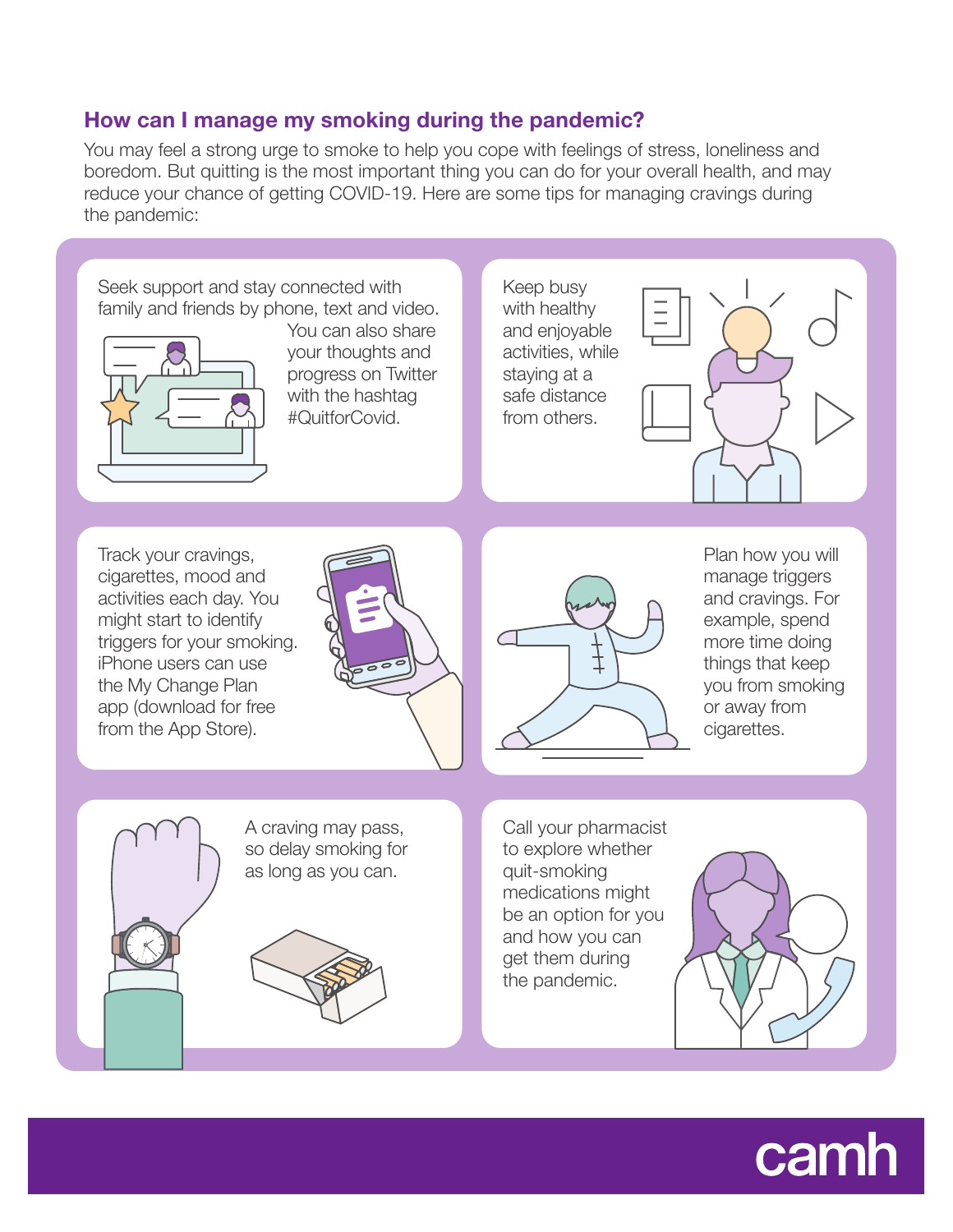## How can I manage my smoking during the pandemic?

You may feel a strong urge to smoke to help you cope with feelings of stress, loneliness and boredom. But quitting is the most important thing you can do for your overall health, and may reduce your chance of getting COVID-19. Here are some tips for managing cravings during the pandemic:

- Seek support and stay connected with family and friends by phone, text and video. You can also share your thoughts and progress on Twitter with the hashtag #QuitforCovid.
- Keep busy with healthy and enjoyable activities, while staying at a safe distance from others.
- Track your cravings, cigarettes, mood and activities each day. You might start to identify triggers for your smoking. iPhone users can use the My Change Plan app (download for free from the App Store).
- Plan how you will manage triggers and cravings. For example, spend more time doing things that keep you from smoking or away from cigarettes.
- A craving may pass, so delay smoking for as long as you can.
- Call your pharmacist to explore whether quit-smoking medications might be an option for you and how you can get them during the pandemic.

camh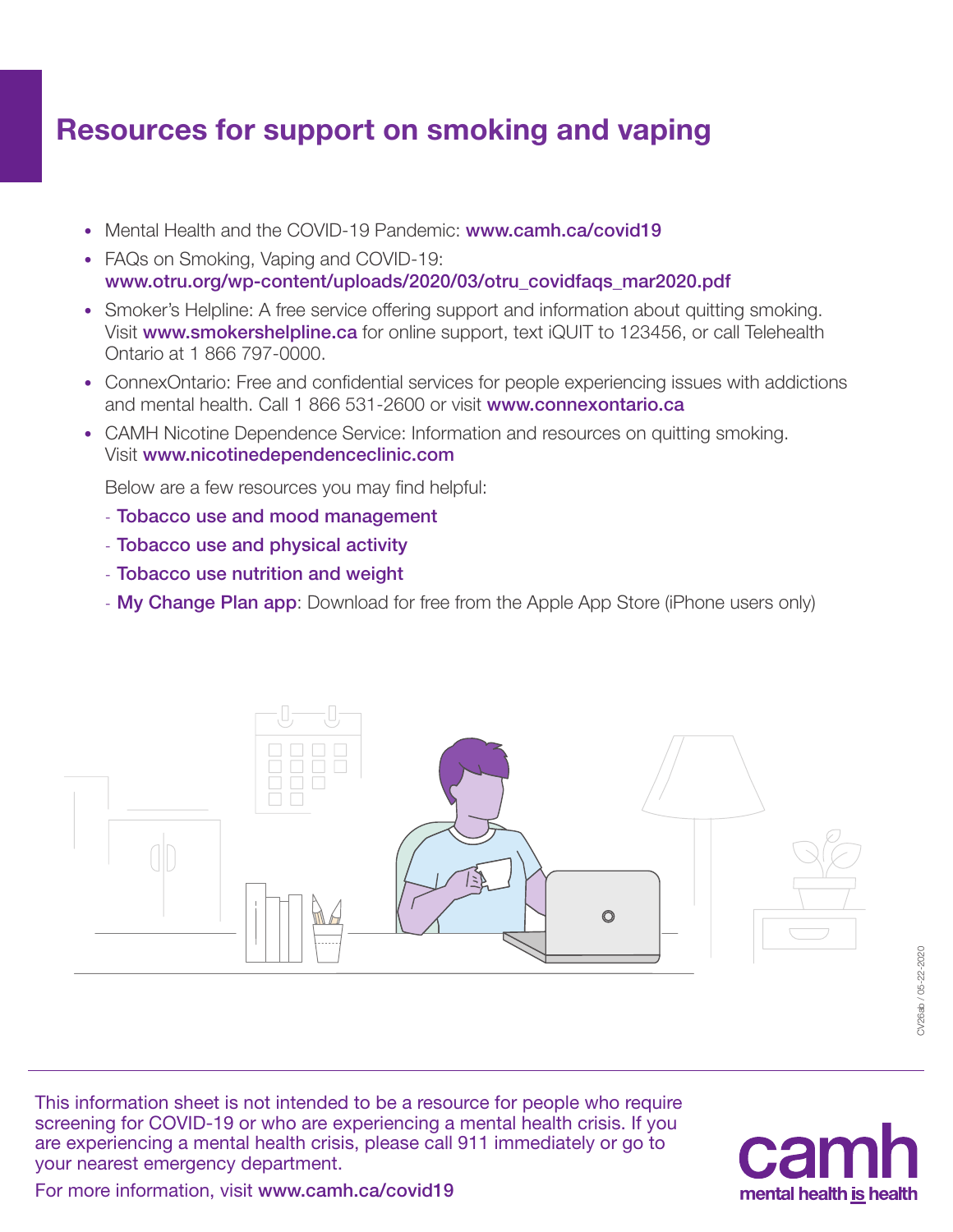# Resources for support on smoking and vaping

- Mental Health and the COVID-19 Pandemic: www.camh.ca/covid19
- FAQs on Smoking, Vaping and COVID-19: www.otru.org/wp-content/uploads/2020/03/otru_covidfaqs_mar2020.pdf
- Smoker's Helpline: A free service offering support and information about quitting smoking. Visit www.smokershelpline.ca for online support, text iQUIT to 123456, or call Telehealth Ontario at 1 866 797-0000.
- ConnexOntario: Free and confidential services for people experiencing issues with addictions and mental health. Call 1 866 531-2600 or visit www.connexontario.ca
- CAMH Nicotine Dependence Service: Information and resources on quitting smoking. Visit www.nicotinedependenceclinic.com

  Below are a few resources you may find helpful:

  - Tobacco use and mood management
  - Tobacco use and physical activity
  - Tobacco use nutrition and weight
  - My Change Plan app: Download for free from the Apple App Store (iPhone users only)

CV26ab / 05-22-2020

This information sheet is not intended to be a resource for people who require screening for COVID-19 or who are experiencing a mental health crisis. If you are experiencing a mental health crisis, please call 911 immediately or go to your nearest emergency department.

For more information, visit www.camh.ca/covid19

camh
mental health is health